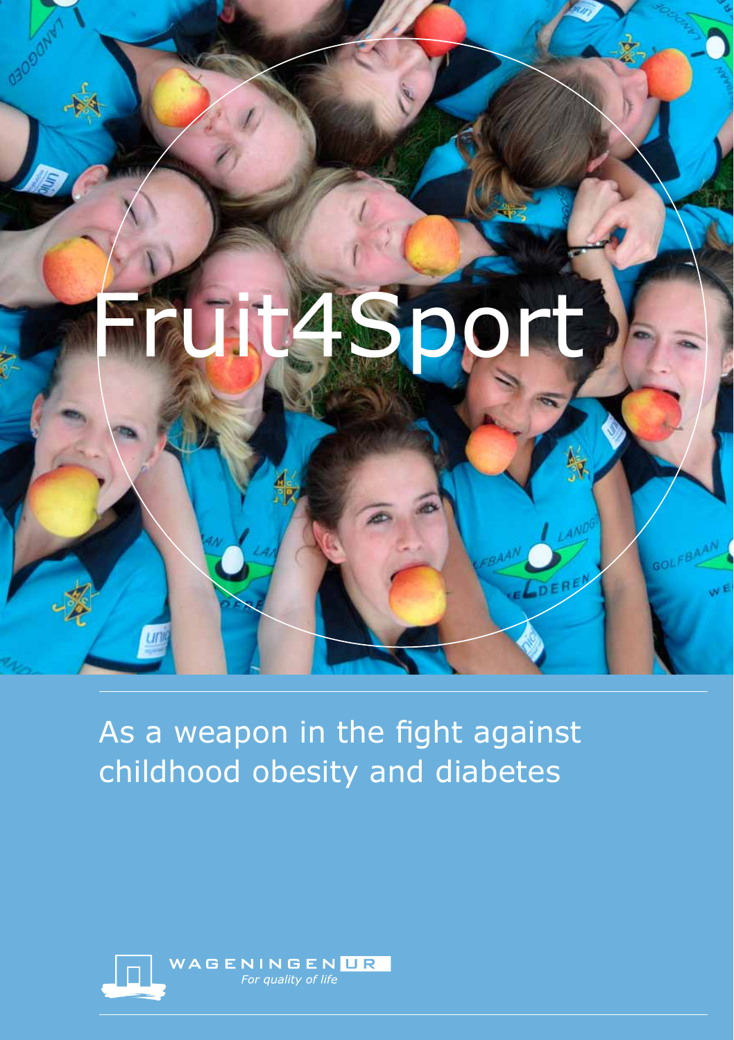# Fruit4Sport

As a weapon in the fight against childhood obesity and diabetes

WAGENINGEN UR

*For quality of life*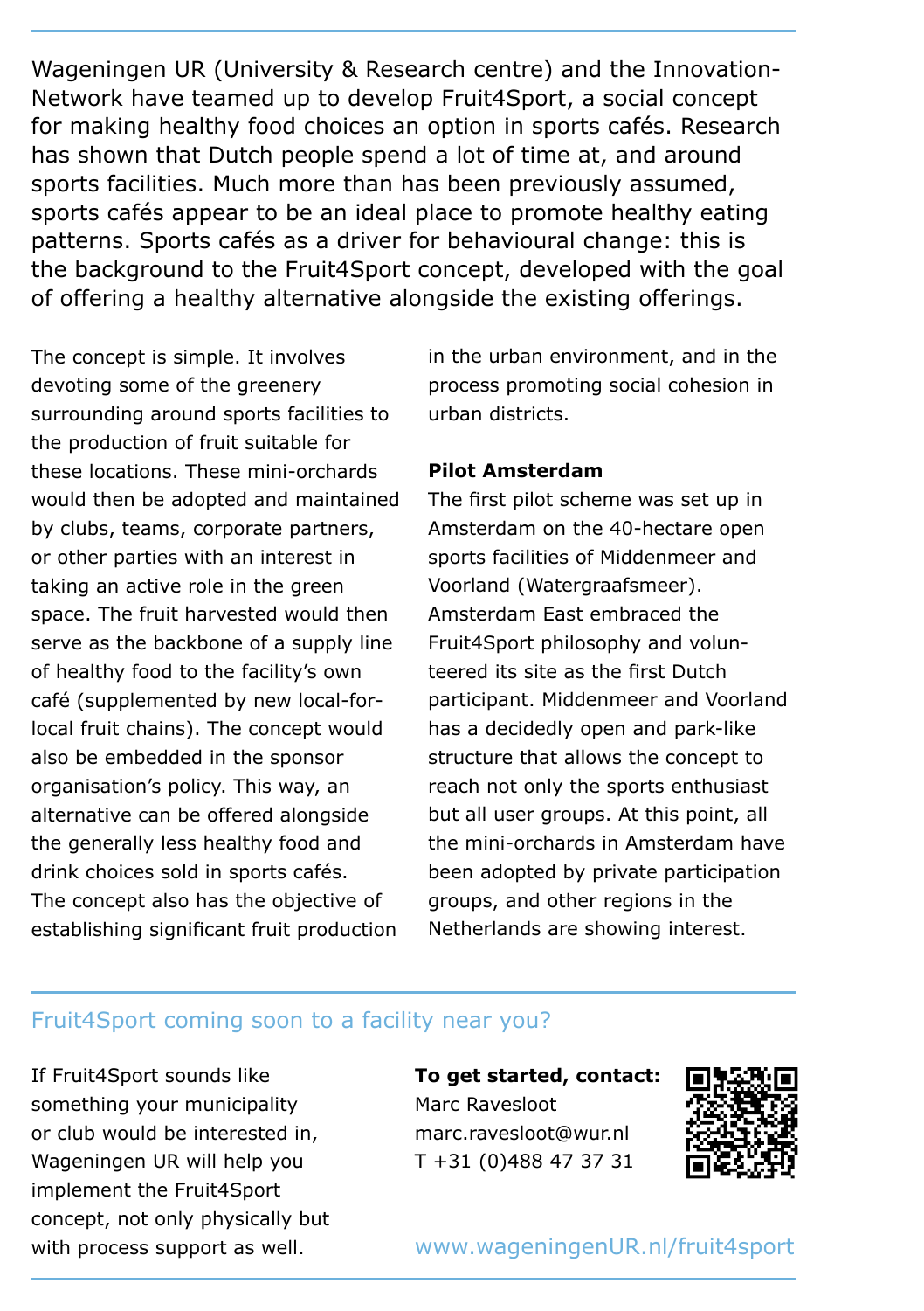Wageningen UR (University & Research centre) and the Innovation-Network have teamed up to develop Fruit4Sport, a social concept for making healthy food choices an option in sports cafés. Research has shown that Dutch people spend a lot of time at, and around sports facilities. Much more than has been previously assumed, sports cafés appear to be an ideal place to promote healthy eating patterns. Sports cafés as a driver for behavioural change: this is the background to the Fruit4Sport concept, developed with the goal of offering a healthy alternative alongside the existing offerings.

The concept is simple. It involves devoting some of the greenery surrounding around sports facilities to the production of fruit suitable for these locations. These mini-orchards would then be adopted and maintained by clubs, teams, corporate partners, or other parties with an interest in taking an active role in the green space. The fruit harvested would then serve as the backbone of a supply line of healthy food to the facility's own café (supplemented by new local-for-local fruit chains). The concept would also be embedded in the sponsor organisation's policy. This way, an alternative can be offered alongside the generally less healthy food and drink choices sold in sports cafés. The concept also has the objective of establishing significant fruit production in the urban environment, and in the process promoting social cohesion in urban districts.

**Pilot Amsterdam**

The first pilot scheme was set up in Amsterdam on the 40-hectare open sports facilities of Middenmeer and Voorland (Watergraafsmeer). Amsterdam East embraced the Fruit4Sport philosophy and volunteered its site as the first Dutch participant. Middenmeer and Voorland has a decidedly open and park-like structure that allows the concept to reach not only the sports enthusiast but all user groups. At this point, all the mini-orchards in Amsterdam have been adopted by private participation groups, and other regions in the Netherlands are showing interest.

## Fruit4Sport coming soon to a facility near you?

If Fruit4Sport sounds like something your municipality or club would be interested in, Wageningen UR will help you implement the Fruit4Sport concept, not only physically but with process support as well.

**To get started, contact:**
Marc Ravesloot
marc.ravesloot@wur.nl
T +31 (0)488 47 37 31

www.wageningenUR.nl/fruit4sport